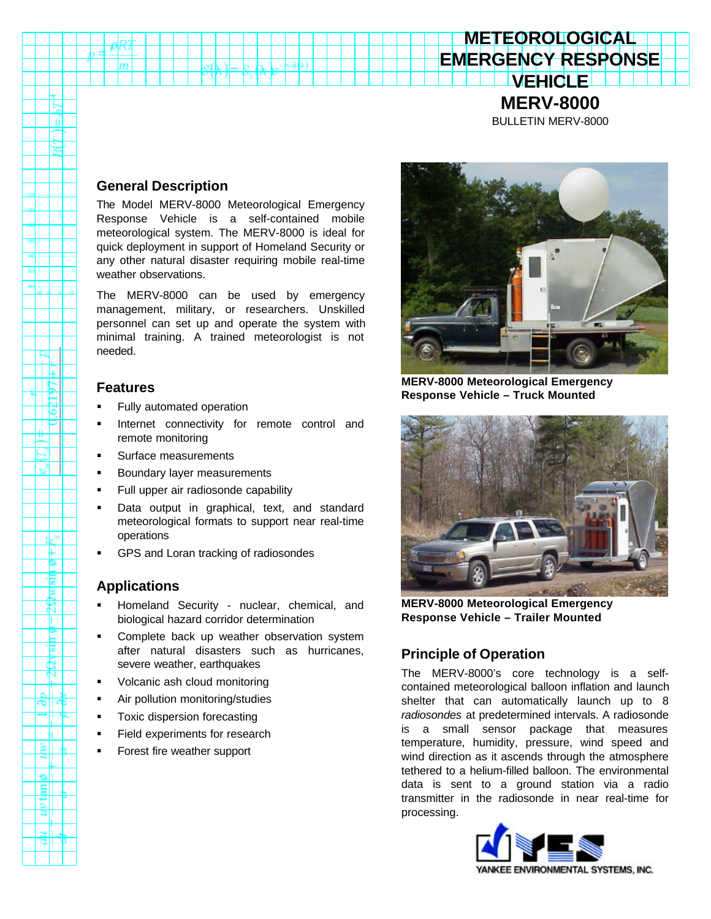# METEOROLOGICAL EMERGENCY RESPONSE VEHICLE
# MERV-8000

BULLETIN MERV-8000

## General Description

The Model MERV-8000 Meteorological Emergency Response Vehicle is a self-contained mobile meteorological system. The MERV-8000 is ideal for quick deployment in support of Homeland Security or any other natural disaster requiring mobile real-time weather observations.

The MERV-8000 can be used by emergency management, military, or researchers. Unskilled personnel can set up and operate the system with minimal training. A trained meteorologist is not needed.

## Features

- Fully automated operation
- Internet connectivity for remote control and remote monitoring
- Surface measurements
- Boundary layer measurements
- Full upper air radiosonde capability
- Data output in graphical, text, and standard meteorological formats to support near real-time operations
- GPS and Loran tracking of radiosondes

## Applications

- Homeland Security - nuclear, chemical, and biological hazard corridor determination
- Complete back up weather observation system after natural disasters such as hurricanes, severe weather, earthquakes
- Volcanic ash cloud monitoring
- Air pollution monitoring/studies
- Toxic dispersion forecasting
- Field experiments for research
- Forest fire weather support

**MERV-8000 Meteorological Emergency Response Vehicle – Truck Mounted**

**MERV-8000 Meteorological Emergency Response Vehicle – Trailer Mounted**

## Principle of Operation

The MERV-8000's core technology is a self-contained meteorological balloon inflation and launch shelter that can automatically launch up to 8 *radiosondes* at predetermined intervals. A radiosonde is a small sensor package that measures temperature, humidity, pressure, wind speed and wind direction as it ascends through the atmosphere tethered to a helium-filled balloon. The environmental data is sent to a ground station via a radio transmitter in the radiosonde in near real-time for processing.

YANKEE ENVIRONMENTAL SYSTEMS, INC.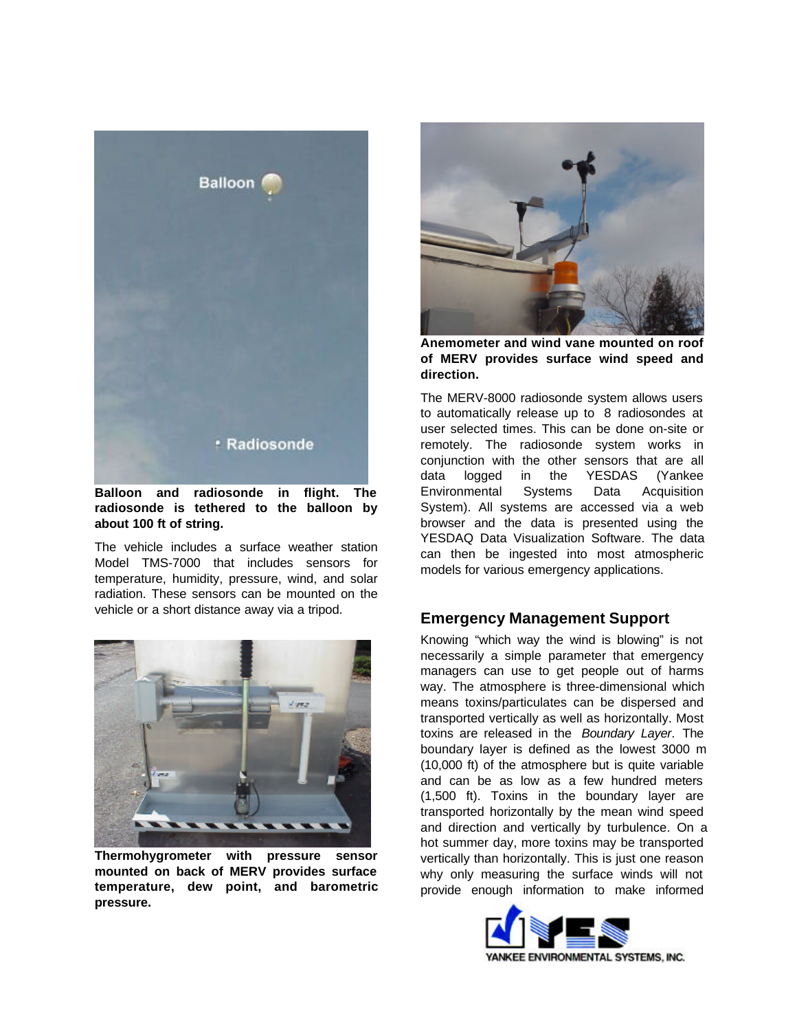**Balloon and radiosonde in flight. The radiosonde is tethered to the balloon by about 100 ft of string.**

The vehicle includes a surface weather station Model TMS-7000 that includes sensors for temperature, humidity, pressure, wind, and solar radiation. These sensors can be mounted on the vehicle or a short distance away via a tripod.

**Thermohygrometer with pressure sensor mounted on back of MERV provides surface temperature, dew point, and barometric pressure.**

**Anemometer and wind vane mounted on roof of MERV provides surface wind speed and direction.**

The MERV-8000 radiosonde system allows users to automatically release up to 8 radiosondes at user selected times. This can be done on-site or remotely. The radiosonde system works in conjunction with the other sensors that are all data logged in the YESDAS (Yankee Environmental Systems Data Acquisition System). All systems are accessed via a web browser and the data is presented using the YESDAQ Data Visualization Software. The data can then be ingested into most atmospheric models for various emergency applications.

## Emergency Management Support

Knowing "which way the wind is blowing" is not necessarily a simple parameter that emergency managers can use to get people out of harms way. The atmosphere is three-dimensional which means toxins/particulates can be dispersed and transported vertically as well as horizontally. Most toxins are released in the *Boundary Layer*. The boundary layer is defined as the lowest 3000 m (10,000 ft) of the atmosphere but is quite variable and can be as low as a few hundred meters (1,500 ft). Toxins in the boundary layer are transported horizontally by the mean wind speed and direction and vertically by turbulence. On a hot summer day, more toxins may be transported vertically than horizontally. This is just one reason why only measuring the surface winds will not provide enough information to make informed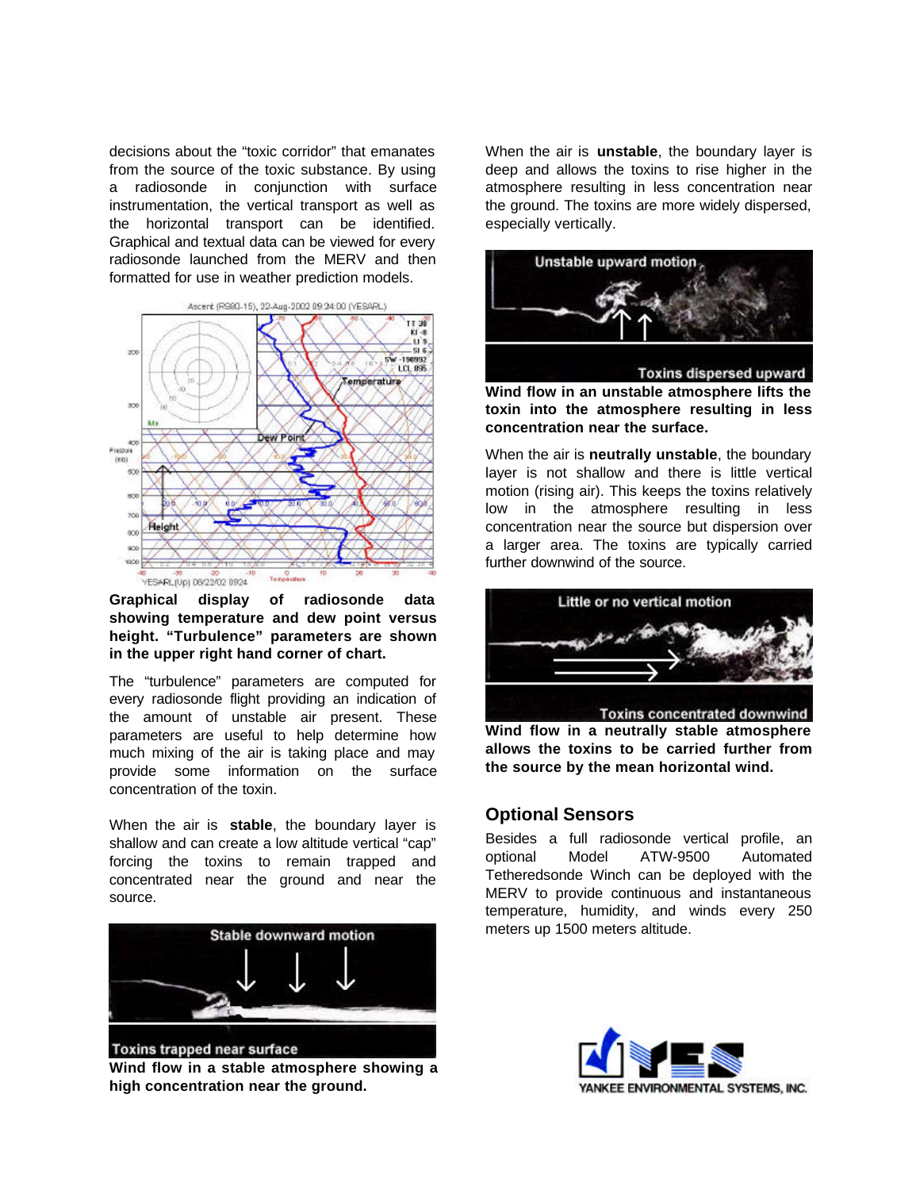decisions about the "toxic corridor" that emanates from the source of the toxic substance. By using a radiosonde in conjunction with surface instrumentation, the vertical transport as well as the horizontal transport can be identified. Graphical and textual data can be viewed for every radiosonde launched from the MERV and then formatted for use in weather prediction models.

**Graphical display of radiosonde data showing temperature and dew point versus height. "Turbulence" parameters are shown in the upper right hand corner of chart.**

The "turbulence" parameters are computed for every radiosonde flight providing an indication of the amount of unstable air present. These parameters are useful to help determine how much mixing of the air is taking place and may provide some information on the surface concentration of the toxin.

When the air is **stable**, the boundary layer is shallow and can create a low altitude vertical "cap" forcing the toxins to remain trapped and concentrated near the ground and near the source.

**Wind flow in a stable atmosphere showing a high concentration near the ground.**

When the air is **unstable**, the boundary layer is deep and allows the toxins to rise higher in the atmosphere resulting in less concentration near the ground. The toxins are more widely dispersed, especially vertically.

**Wind flow in an unstable atmosphere lifts the toxin into the atmosphere resulting in less concentration near the surface.**

When the air is **neutrally unstable**, the boundary layer is not shallow and there is little vertical motion (rising air). This keeps the toxins relatively low in the atmosphere resulting in less concentration near the source but dispersion over a larger area. The toxins are typically carried further downwind of the source.

**Wind flow in a neutrally stable atmosphere allows the toxins to be carried further from the source by the mean horizontal wind.**

## Optional Sensors

Besides a full radiosonde vertical profile, an optional Model ATW-9500 Automated Tetheredsonde Winch can be deployed with the MERV to provide continuous and instantaneous temperature, humidity, and winds every 250 meters up 1500 meters altitude.

YANKEE ENVIRONMENTAL SYSTEMS, INC.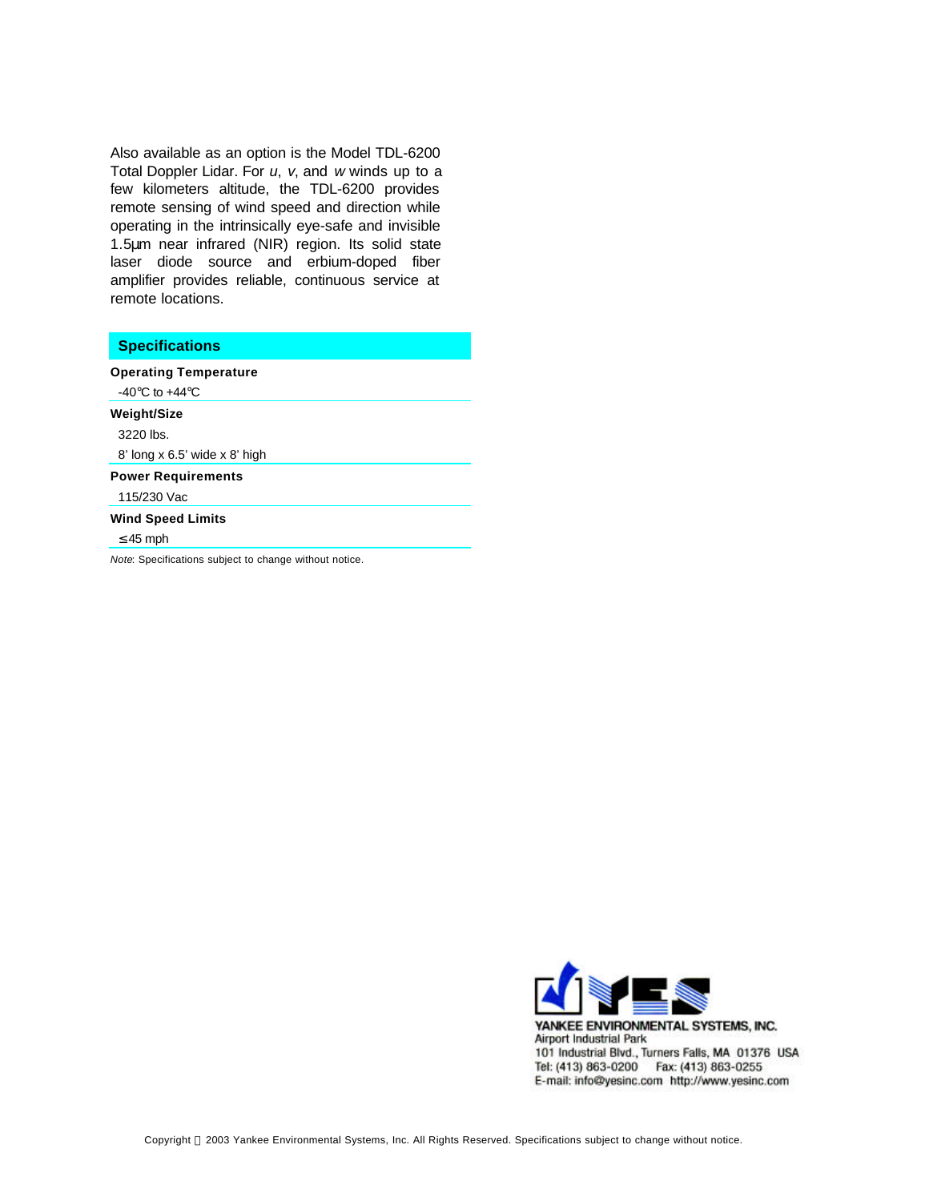Also available as an option is the Model TDL-6200 Total Doppler Lidar. For *u*, *v*, and *w* winds up to a few kilometers altitude, the TDL-6200 provides remote sensing of wind speed and direction while operating in the intrinsically eye-safe and invisible 1.5µm near infrared (NIR) region. Its solid state laser diode source and erbium-doped fiber amplifier provides reliable, continuous service at remote locations.

## Specifications

**Operating Temperature**

-40°C to +44°C

**Weight/Size**

3220 lbs.

8' long x 6.5' wide x 8' high

**Power Requirements**

115/230 Vac

**Wind Speed Limits**

≤ 45 mph

*Note*: Specifications subject to change without notice.

YANKEE ENVIRONMENTAL SYSTEMS, INC.
Airport Industrial Park
101 Industrial Blvd., Turners Falls, MA 01376 USA
Tel: (413) 863-0200 Fax: (413) 863-0255
E-mail: info@yesinc.com http://www.yesinc.com

Copyright © 2003 Yankee Environmental Systems, Inc. All Rights Reserved. Specifications subject to change without notice.